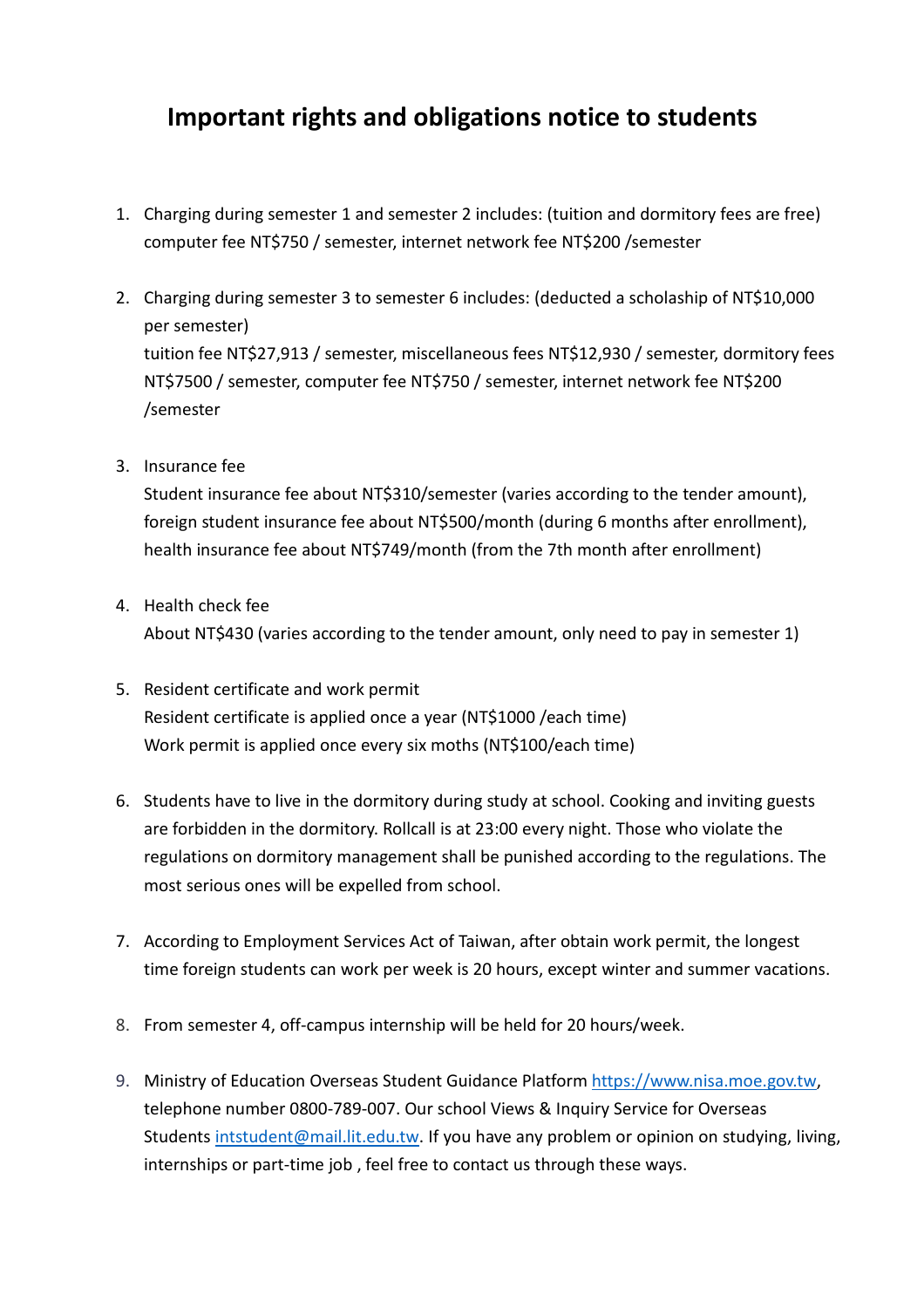# Important rights and obligations notice to students

1. Charging during semester 1 and semester 2 includes: (tuition and dormitory fees are free) computer fee NT$750 / semester, internet network fee NT$200 /semester

2. Charging during semester 3 to semester 6 includes: (deducted a scholaship of NT$10,000 per semester)
   tuition fee NT$27,913 / semester, miscellaneous fees NT$12,930 / semester, dormitory fees NT$7500 / semester, computer fee NT$750 / semester, internet network fee NT$200 /semester

3. Insurance fee
   Student insurance fee about NT$310/semester (varies according to the tender amount), foreign student insurance fee about NT$500/month (during 6 months after enrollment), health insurance fee about NT$749/month (from the 7th month after enrollment)

4. Health check fee
   About NT$430 (varies according to the tender amount, only need to pay in semester 1)

5. Resident certificate and work permit
   Resident certificate is applied once a year (NT$1000 /each time)
   Work permit is applied once every six moths (NT$100/each time)

6. Students have to live in the dormitory during study at school. Cooking and inviting guests are forbidden in the dormitory. Rollcall is at 23:00 every night. Those who violate the regulations on dormitory management shall be punished according to the regulations. The most serious ones will be expelled from school.

7. According to Employment Services Act of Taiwan, after obtain work permit, the longest time foreign students can work per week is 20 hours, except winter and summer vacations.

8. From semester 4, off-campus internship will be held for 20 hours/week.

9. Ministry of Education Overseas Student Guidance Platform https://www.nisa.moe.gov.tw, telephone number 0800-789-007. Our school Views & Inquiry Service for Overseas Students intstudent@mail.lit.edu.tw. If you have any problem or opinion on studying, living, internships or part-time job , feel free to contact us through these ways.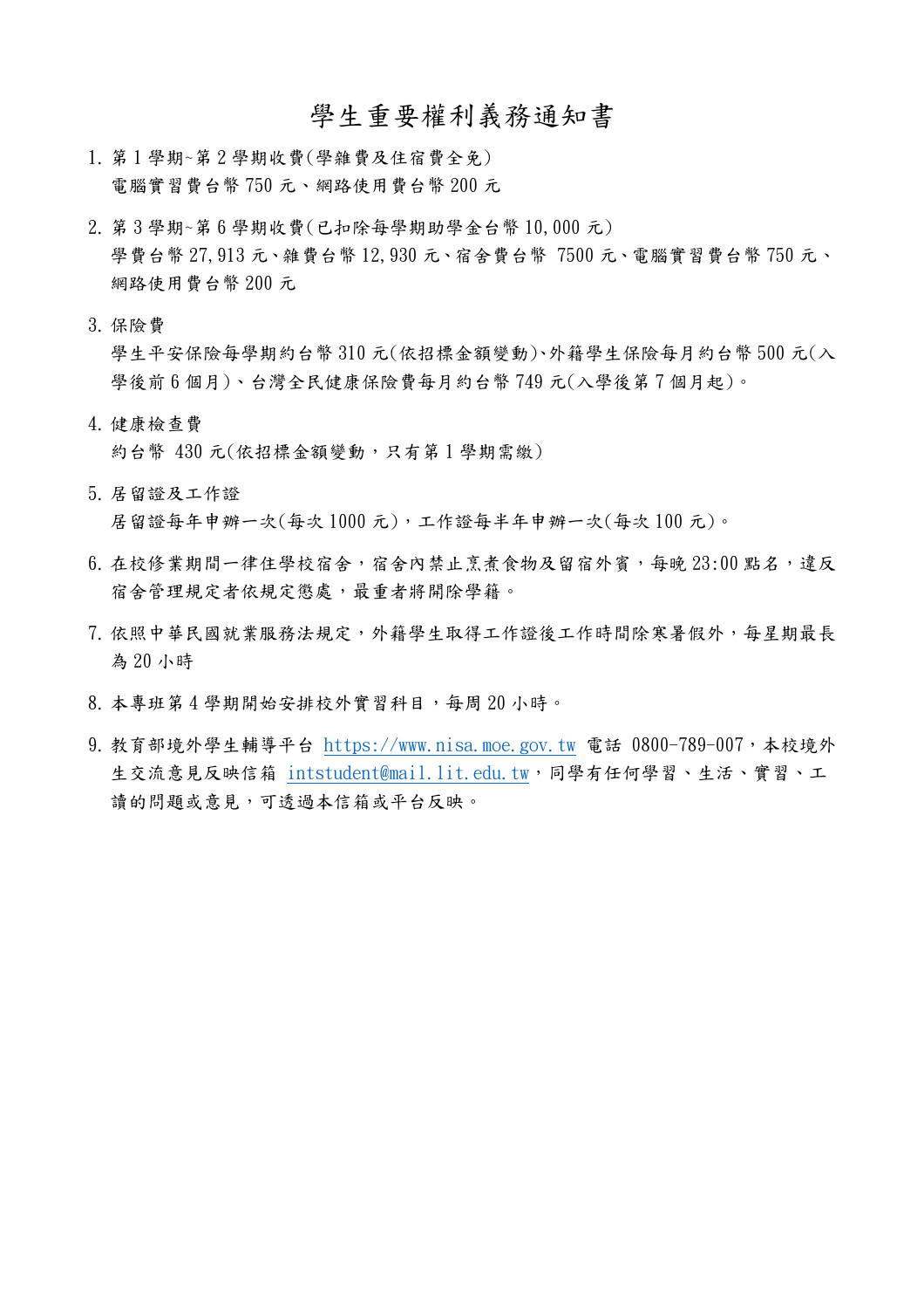# 學生重要權利義務通知書

1. 第 1 學期~第 2 學期收費(學雜費及住宿費全免)
   電腦實習費台幣 750 元、網路使用費台幣 200 元

2. 第 3 學期~第 6 學期收費(已扣除每學期助學金台幣 10,000 元)
   學費台幣 27,913 元、雜費台幣 12,930 元、宿舍費台幣 7500 元、電腦實習費台幣 750 元、網路使用費台幣 200 元

3. 保險費
   學生平安保險每學期約台幣 310 元(依招標金額變動)、外籍學生保險每月約台幣 500 元(入學後前 6 個月)、台灣全民健康保險費每月約台幣 749 元(入學後第 7 個月起)。

4. 健康檢查費
   約台幣 430 元(依招標金額變動，只有第 1 學期需繳)

5. 居留證及工作證
   居留證每年申辦一次(每次 1000 元)，工作證每半年申辦一次(每次 100 元)。

6. 在校修業期間一律住學校宿舍，宿舍內禁止烹煮食物及留宿外賓，每晚 23:00 點名，違反宿舍管理規定者依規定懲處，最重者將開除學籍。

7. 依照中華民國就業服務法規定，外籍學生取得工作證後工作時間除寒暑假外，每星期最長為 20 小時

8. 本專班第 4 學期開始安排校外實習科目，每周 20 小時。

9. 教育部境外學生輔導平台 https://www.nisa.moe.gov.tw 電話 0800-789-007，本校境外生交流意見反映信箱 intstudent@mail.lit.edu.tw，同學有任何學習、生活、實習、工讀的問題或意見，可透過本信箱或平台反映。